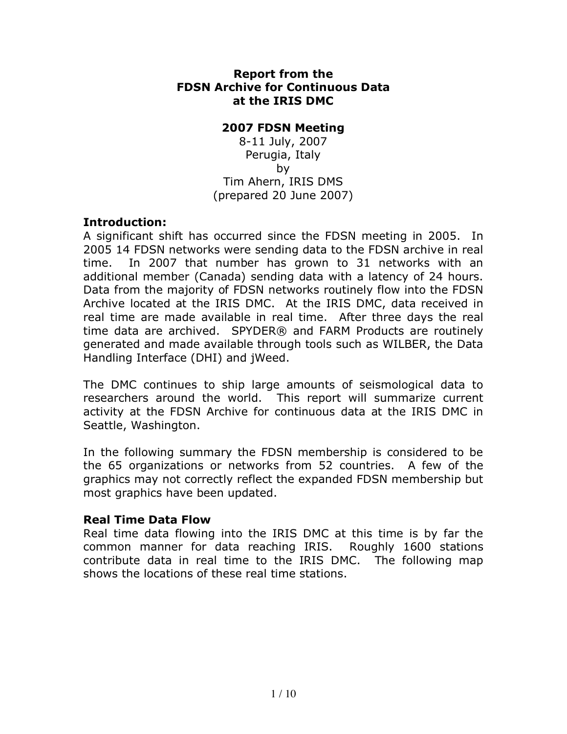# Report from the FDSN Archive for Continuous Data at the IRIS DMC

## 2007 FDSN Meeting

8-11 July, 2007
Perugia, Italy
by
Tim Ahern, IRIS DMS
(prepared 20 June 2007)

### Introduction:

A significant shift has occurred since the FDSN meeting in 2005. In 2005 14 FDSN networks were sending data to the FDSN archive in real time. In 2007 that number has grown to 31 networks with an additional member (Canada) sending data with a latency of 24 hours. Data from the majority of FDSN networks routinely flow into the FDSN Archive located at the IRIS DMC. At the IRIS DMC, data received in real time are made available in real time. After three days the real time data are archived. SPYDER® and FARM Products are routinely generated and made available through tools such as WILBER, the Data Handling Interface (DHI) and jWeed.

The DMC continues to ship large amounts of seismological data to researchers around the world. This report will summarize current activity at the FDSN Archive for continuous data at the IRIS DMC in Seattle, Washington.

In the following summary the FDSN membership is considered to be the 65 organizations or networks from 52 countries. A few of the graphics may not correctly reflect the expanded FDSN membership but most graphics have been updated.

### Real Time Data Flow

Real time data flowing into the IRIS DMC at this time is by far the common manner for data reaching IRIS. Roughly 1600 stations contribute data in real time to the IRIS DMC. The following map shows the locations of these real time stations.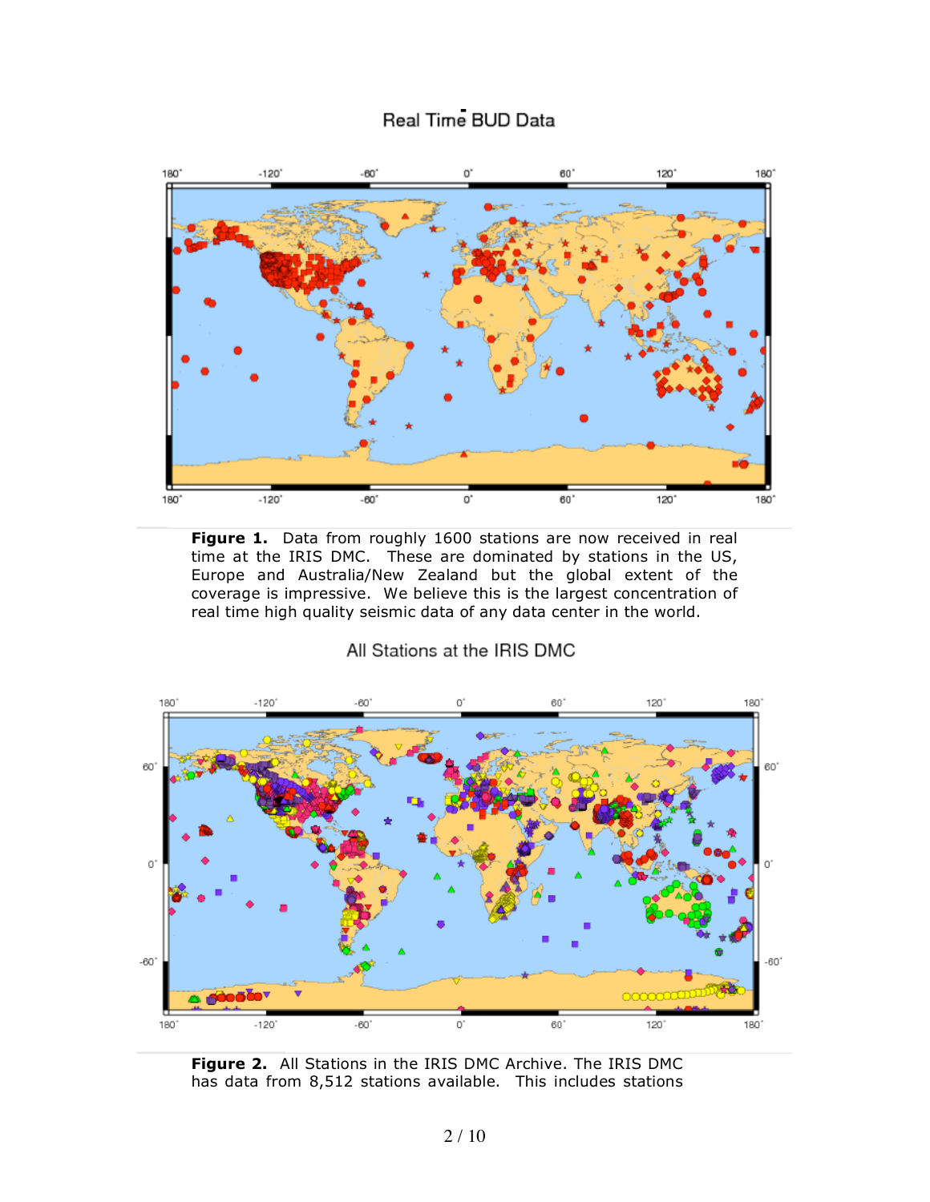**Figure 1.** Data from roughly 1600 stations are now received in real time at the IRIS DMC. These are dominated by stations in the US, Europe and Australia/New Zealand but the global extent of the coverage is impressive. We believe this is the largest concentration of real time high quality seismic data of any data center in the world.

**Figure 2.** All Stations in the IRIS DMC Archive. The IRIS DMC has data from 8,512 stations available. This includes stations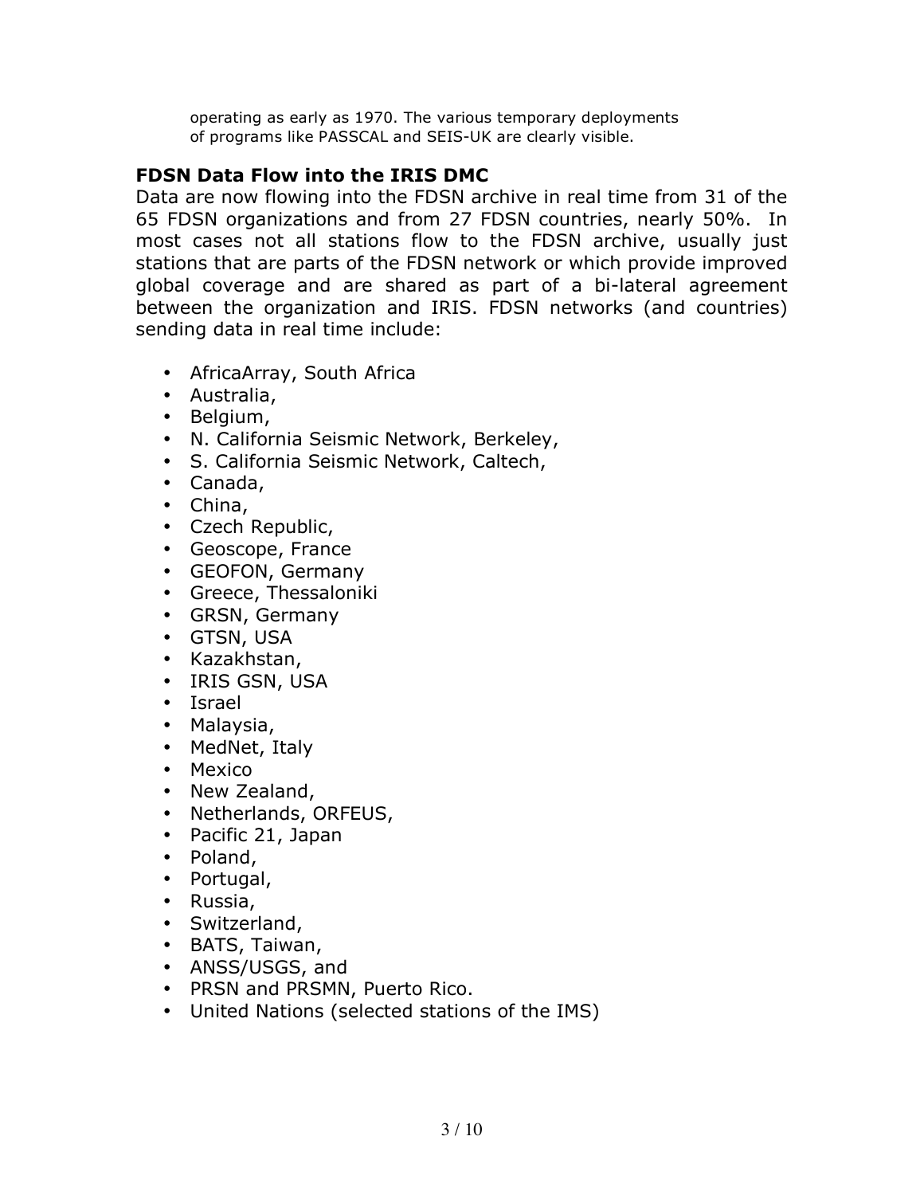operating as early as 1970. The various temporary deployments of programs like PASSCAL and SEIS-UK are clearly visible.

## FDSN Data Flow into the IRIS DMC

Data are now flowing into the FDSN archive in real time from 31 of the 65 FDSN organizations and from 27 FDSN countries, nearly 50%. In most cases not all stations flow to the FDSN archive, usually just stations that are parts of the FDSN network or which provide improved global coverage and are shared as part of a bi-lateral agreement between the organization and IRIS. FDSN networks (and countries) sending data in real time include:

- AfricaArray, South Africa
- Australia,
- Belgium,
- N. California Seismic Network, Berkeley,
- S. California Seismic Network, Caltech,
- Canada,
- China,
- Czech Republic,
- Geoscope, France
- GEOFON, Germany
- Greece, Thessaloniki
- GRSN, Germany
- GTSN, USA
- Kazakhstan,
- IRIS GSN, USA
- Israel
- Malaysia,
- MedNet, Italy
- Mexico
- New Zealand,
- Netherlands, ORFEUS,
- Pacific 21, Japan
- Poland,
- Portugal,
- Russia,
- Switzerland,
- BATS, Taiwan,
- ANSS/USGS, and
- PRSN and PRSMN, Puerto Rico.
- United Nations (selected stations of the IMS)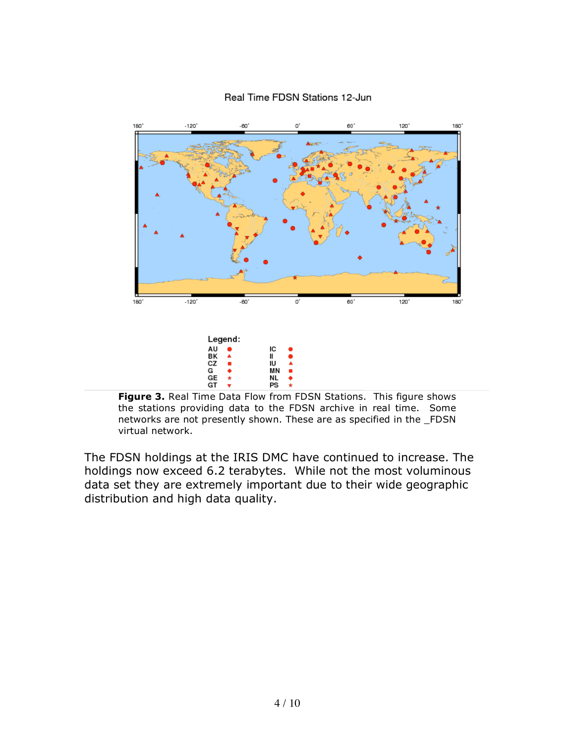**Figure 3.** Real Time Data Flow from FDSN Stations. This figure shows the stations providing data to the FDSN archive in real time. Some networks are not presently shown. These are as specified in the _FDSN virtual network.

The FDSN holdings at the IRIS DMC have continued to increase. The holdings now exceed 6.2 terabytes. While not the most voluminous data set they are extremely important due to their wide geographic distribution and high data quality.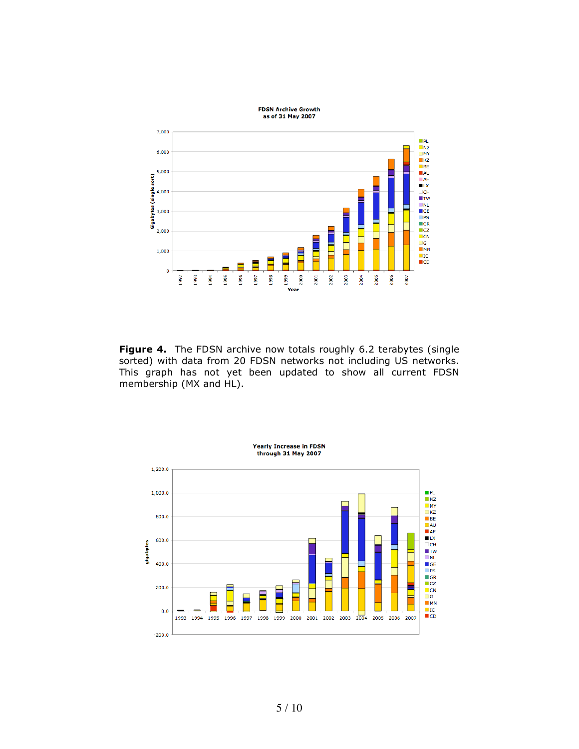**Figure 4.** The FDSN archive now totals roughly 6.2 terabytes (single sorted) with data from 20 FDSN networks not including US networks. This graph has not yet been updated to show all current FDSN membership (MX and HL).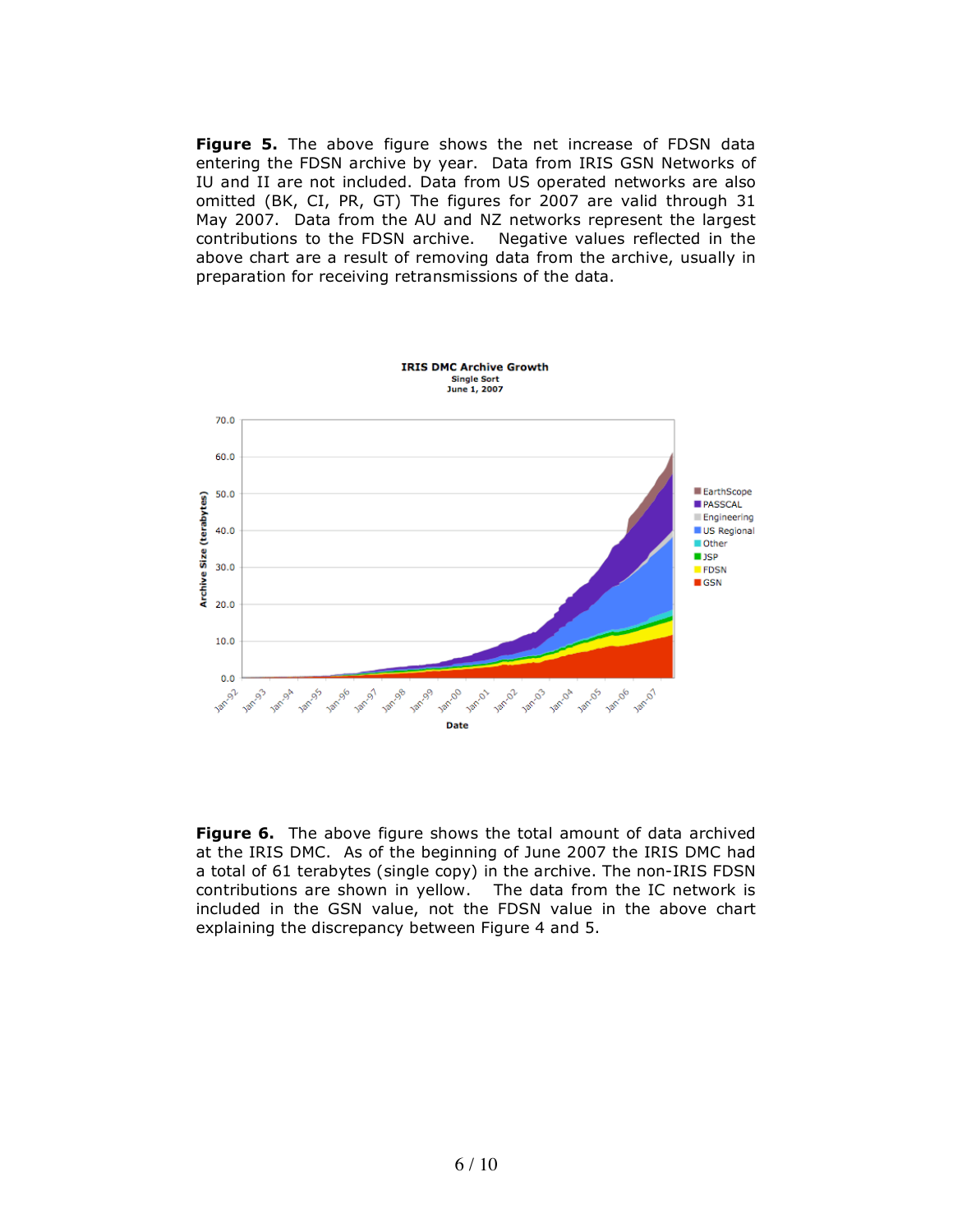**Figure 5.** The above figure shows the net increase of FDSN data entering the FDSN archive by year. Data from IRIS GSN Networks of IU and II are not included. Data from US operated networks are also omitted (BK, CI, PR, GT) The figures for 2007 are valid through 31 May 2007. Data from the AU and NZ networks represent the largest contributions to the FDSN archive. Negative values reflected in the above chart are a result of removing data from the archive, usually in preparation for receiving retransmissions of the data.

**Figure 6.** The above figure shows the total amount of data archived at the IRIS DMC. As of the beginning of June 2007 the IRIS DMC had a total of 61 terabytes (single copy) in the archive. The non-IRIS FDSN contributions are shown in yellow. The data from the IC network is included in the GSN value, not the FDSN value in the above chart explaining the discrepancy between Figure 4 and 5.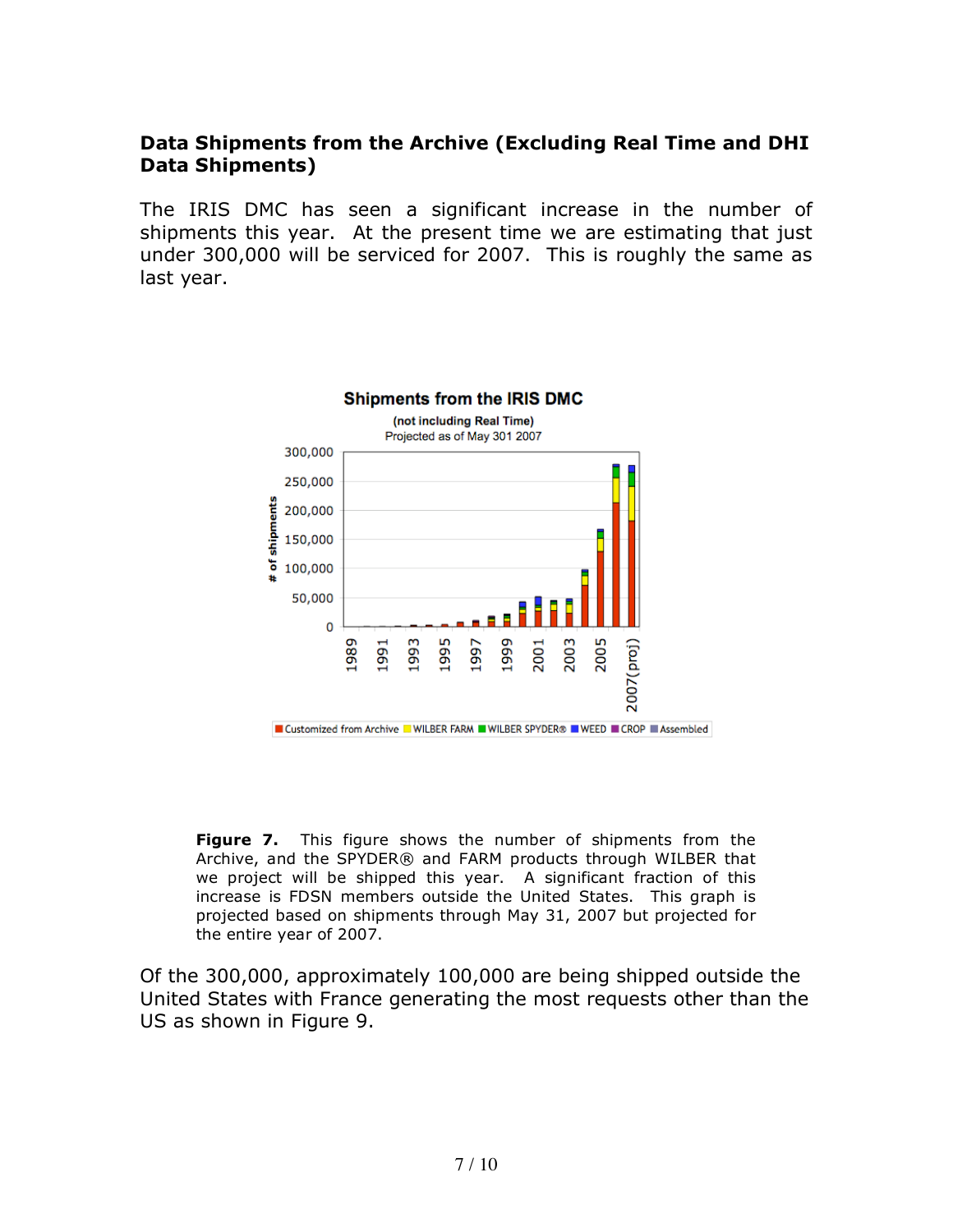### Data Shipments from the Archive (Excluding Real Time and DHI Data Shipments)

The IRIS DMC has seen a significant increase in the number of shipments this year. At the present time we are estimating that just under 300,000 will be serviced for 2007. This is roughly the same as last year.

**Figure 7.** This figure shows the number of shipments from the Archive, and the SPYDER® and FARM products through WILBER that we project will be shipped this year. A significant fraction of this increase is FDSN members outside the United States. This graph is projected based on shipments through May 31, 2007 but projected for the entire year of 2007.

Of the 300,000, approximately 100,000 are being shipped outside the United States with France generating the most requests other than the US as shown in Figure 9.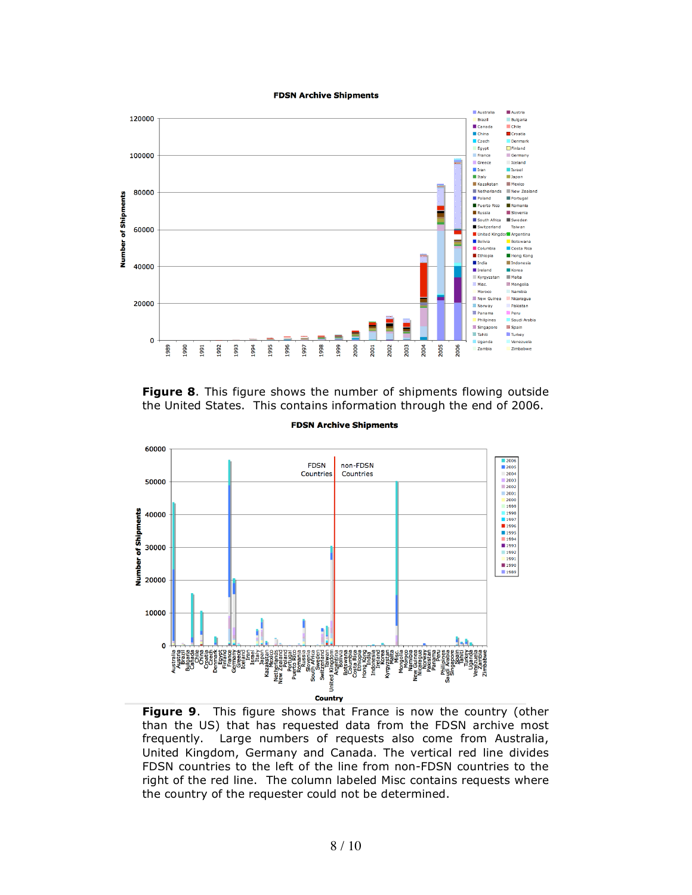**Figure 8**. This figure shows the number of shipments flowing outside the United States. This contains information through the end of 2006.

**Figure 9**. This figure shows that France is now the country (other than the US) that has requested data from the FDSN archive most frequently. Large numbers of requests also come from Australia, United Kingdom, Germany and Canada. The vertical red line divides FDSN countries to the left of the line from non-FDSN countries to the right of the red line. The column labeled Misc contains requests where the country of the requester could not be determined.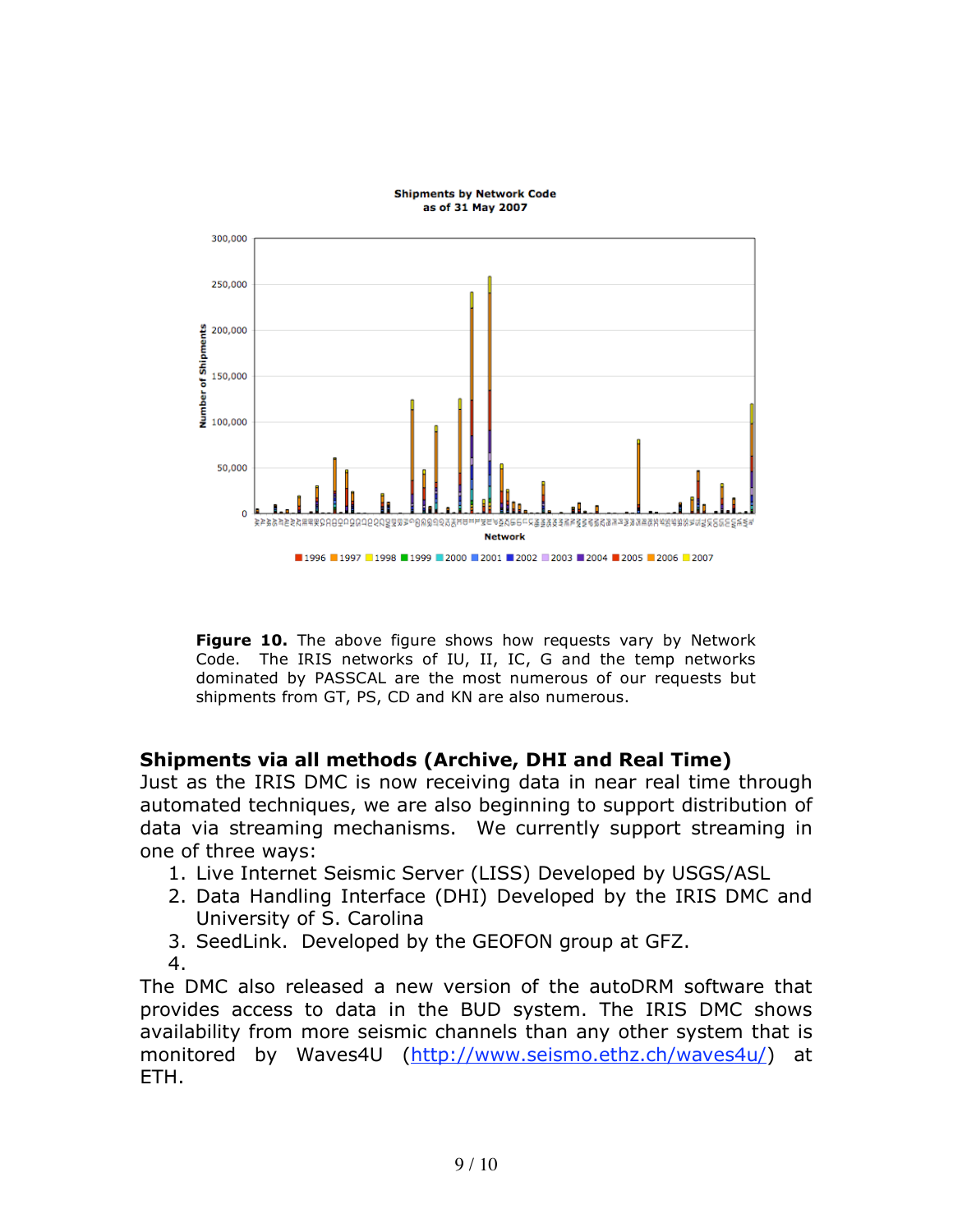**Figure 10.** The above figure shows how requests vary by Network Code. The IRIS networks of IU, II, IC, G and the temp networks dominated by PASSCAL are the most numerous of our requests but shipments from GT, PS, CD and KN are also numerous.

## Shipments via all methods (Archive, DHI and Real Time)

Just as the IRIS DMC is now receiving data in near real time through automated techniques, we are also beginning to support distribution of data via streaming mechanisms. We currently support streaming in one of three ways:

1. Live Internet Seismic Server (LISS) Developed by USGS/ASL
2. Data Handling Interface (DHI) Developed by the IRIS DMC and University of S. Carolina
3. SeedLink. Developed by the GEOFON group at GFZ.
4. 

The DMC also released a new version of the autoDRM software that provides access to data in the BUD system. The IRIS DMC shows availability from more seismic channels than any other system that is monitored by Waves4U (http://www.seismo.ethz.ch/waves4u/) at ETH.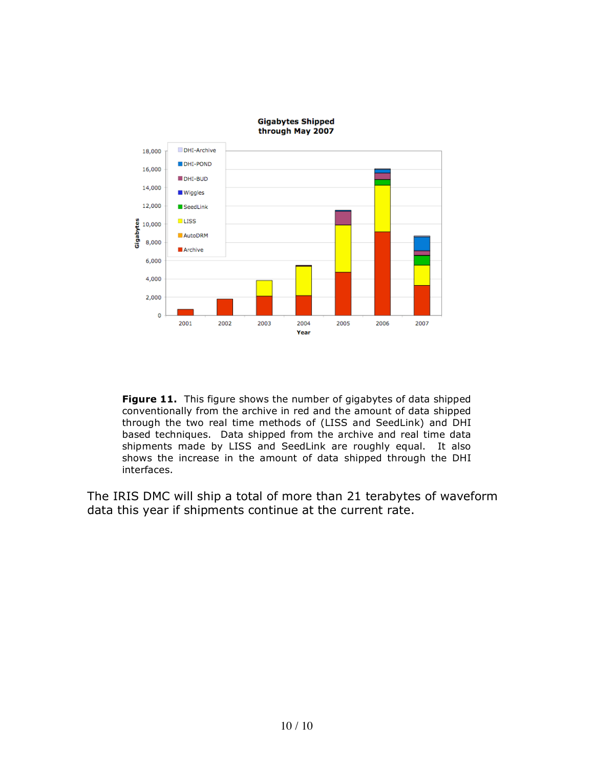Gigabytes Shipped
through May 2007

Gigabytes

18,000
16,000
14,000
12,000
10,000
8,000
6,000
4,000
2,000
0

2001
2002
2003
2004
2005
2006
2007

Year

DHI-Archive
DHI-POND
DHI-BUD
Wiggles
SeedLink
LISS
AutoDRM
Archive

**Figure 11.** This figure shows the number of gigabytes of data shipped conventionally from the archive in red and the amount of data shipped through the two real time methods of (LISS and SeedLink) and DHI based techniques. Data shipped from the archive and real time data shipments made by LISS and SeedLink are roughly equal. It also shows the increase in the amount of data shipped through the DHI interfaces.

The IRIS DMC will ship a total of more than 21 terabytes of waveform data this year if shipments continue at the current rate.